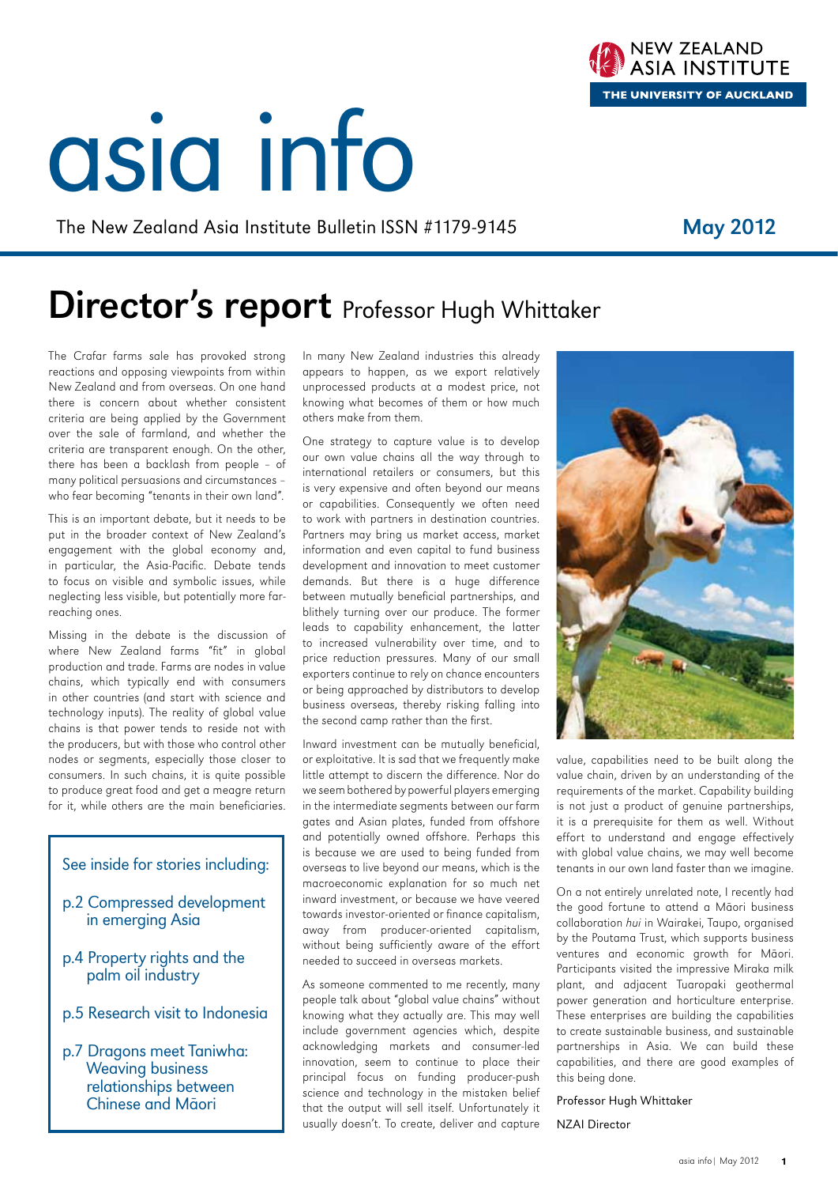# asia info

The New Zealand Asia Institute Bulletin ISSN #1179-9145

May 2012

## Director's report Professor Hugh Whittaker

The Crafar farms sale has provoked strong reactions and opposing viewpoints from within New Zealand and from overseas. On one hand there is concern about whether consistent criteria are being applied by the Government over the sale of farmland, and whether the criteria are transparent enough. On the other, there has been a backlash from people – of many political persuasions and circumstances – who fear becoming "tenants in their own land".

This is an important debate, but it needs to be put in the broader context of New Zealand's engagement with the global economy and, in particular, the Asia-Pacific. Debate tends to focus on visible and symbolic issues, while neglecting less visible, but potentially more far-reaching ones.

Missing in the debate is the discussion of where New Zealand farms "fit" in global production and trade. Farms are nodes in value chains, which typically end with consumers in other countries (and start with science and technology inputs). The reality of global value chains is that power tends to reside not with the producers, but with those who control other nodes or segments, especially those closer to consumers. In such chains, it is quite possible to produce great food and get a meagre return for it, while others are the main beneficiaries.

In many New Zealand industries this already appears to happen, as we export relatively unprocessed products at a modest price, not knowing what becomes of them or how much others make from them.

One strategy to capture value is to develop our own value chains all the way through to international retailers or consumers, but this is very expensive and often beyond our means or capabilities. Consequently we often need to work with partners in destination countries. Partners may bring us market access, market information and even capital to fund business development and innovation to meet customer demands. But there is a huge difference between mutually beneficial partnerships, and blithely turning over our produce. The former leads to capability enhancement, the latter to increased vulnerability over time, and to price reduction pressures. Many of our small exporters continue to rely on chance encounters or being approached by distributors to develop business overseas, thereby risking falling into the second camp rather than the first.

Inward investment can be mutually beneficial, or exploitative. It is sad that we frequently make little attempt to discern the difference. Nor do we seem bothered by powerful players emerging in the intermediate segments between our farm gates and Asian plates, funded from offshore and potentially owned offshore. Perhaps this is because we are used to being funded from overseas to live beyond our means, which is the macroeconomic explanation for so much net inward investment, or because we have veered towards investor-oriented or finance capitalism, away from producer-oriented capitalism, without being sufficiently aware of the effort needed to succeed in overseas markets.

As someone commented to me recently, many people talk about "global value chains" without knowing what they actually are. This may well include government agencies which, despite acknowledging markets and consumer-led innovation, seem to continue to place their principal focus on funding producer-push science and technology in the mistaken belief that the output will sell itself. Unfortunately it usually doesn't. To create, deliver and capture value, capabilities need to be built along the value chain, driven by an understanding of the requirements of the market. Capability building is not just a product of genuine partnerships, it is a prerequisite for them as well. Without effort to understand and engage effectively with global value chains, we may well become tenants in our own land faster than we imagine.

On a not entirely unrelated note, I recently had the good fortune to attend a Māori business collaboration *hui* in Wairakei, Taupo, organised by the Poutama Trust, which supports business ventures and economic growth for Māori. Participants visited the impressive Miraka milk plant, and adjacent Tuaropaki geothermal power generation and horticulture enterprise. These enterprises are building the capabilities to create sustainable business, and sustainable partnerships in Asia. We can build these capabilities, and there are good examples of this being done.

Professor Hugh Whittaker

NZAI Director

---

See inside for stories including:

- p.2 Compressed development in emerging Asia
- p.4 Property rights and the palm oil industry
- p.5 Research visit to Indonesia
- p.7 Dragons meet Taniwha: Weaving business relationships between Chinese and Māori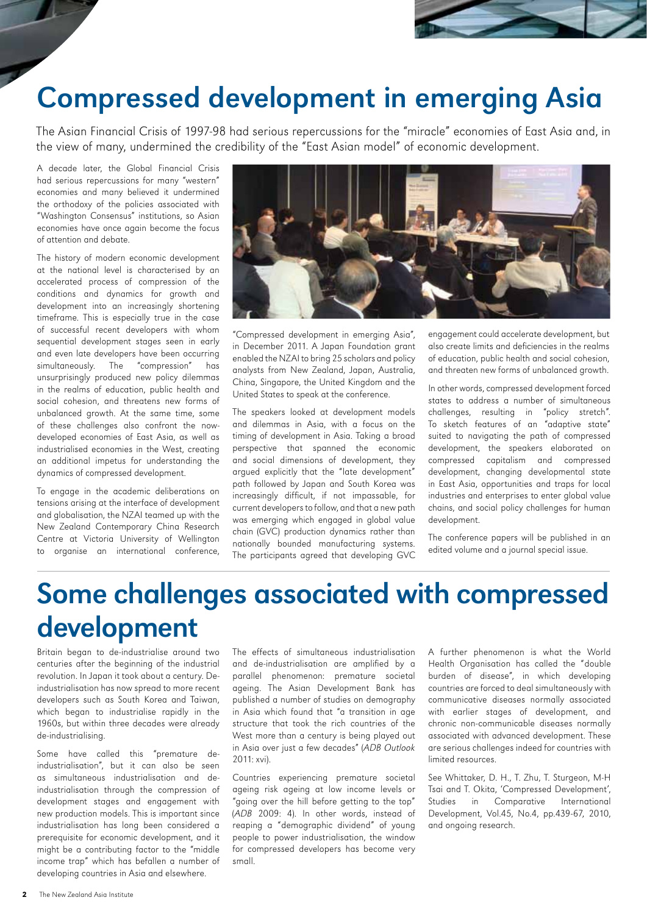# Compressed development in emerging Asia

The Asian Financial Crisis of 1997-98 had serious repercussions for the "miracle" economies of East Asia and, in the view of many, undermined the credibility of the "East Asian model" of economic development.

A decade later, the Global Financial Crisis had serious repercussions for many "western" economies and many believed it undermined the orthodoxy of the policies associated with "Washington Consensus" institutions, so Asian economies have once again become the focus of attention and debate.

The history of modern economic development at the national level is characterised by an accelerated process of compression of the conditions and dynamics for growth and development into an increasingly shortening timeframe. This is especially true in the case of successful recent developers with whom sequential development stages seen in early and even late developers have been occurring simultaneously. The "compression" has unsurprisingly produced new policy dilemmas in the realms of education, public health and social cohesion, and threatens new forms of unbalanced growth. At the same time, some of these challenges also confront the now-developed economies of East Asia, as well as industrialised economies in the West, creating an additional impetus for understanding the dynamics of compressed development.

To engage in the academic deliberations on tensions arising at the interface of development and globalisation, the NZAI teamed up with the New Zealand Contemporary China Research Centre at Victoria University of Wellington to organise an international conference, "Compressed development in emerging Asia", in December 2011. A Japan Foundation grant enabled the NZAI to bring 25 scholars and policy analysts from New Zealand, Japan, Australia, China, Singapore, the United Kingdom and the United States to speak at the conference.

The speakers looked at development models and dilemmas in Asia, with a focus on the timing of development in Asia. Taking a broad perspective that spanned the economic and social dimensions of development, they argued explicitly that the "late development" path followed by Japan and South Korea was increasingly difficult, if not impassable, for current developers to follow, and that a new path was emerging which engaged in global value chain (GVC) production dynamics rather than nationally bounded manufacturing systems. The participants agreed that developing GVC engagement could accelerate development, but also create limits and deficiencies in the realms of education, public health and social cohesion, and threaten new forms of unbalanced growth.

In other words, compressed development forced states to address a number of simultaneous challenges, resulting in "policy stretch". To sketch features of an "adaptive state" suited to navigating the path of compressed development, the speakers elaborated on compressed capitalism and compressed development, changing developmental state in East Asia, opportunities and traps for local industries and enterprises to enter global value chains, and social policy challenges for human development.

The conference papers will be published in an edited volume and a journal special issue.

# Some challenges associated with compressed development

Britain began to de-industrialise around two centuries after the beginning of the industrial revolution. In Japan it took about a century. De-industrialisation has now spread to more recent developers such as South Korea and Taiwan, which began to industrialise rapidly in the 1960s, but within three decades were already de-industrialising.

Some have called this "premature de-industrialisation", but it can also be seen as simultaneous industrialisation and de-industrialisation through the compression of development stages and engagement with new production models. This is important since industrialisation has long been considered a prerequisite for economic development, and it might be a contributing factor to the "middle income trap" which has befallen a number of developing countries in Asia and elsewhere.

The effects of simultaneous industrialisation and de-industrialisation are amplified by a parallel phenomenon: premature societal ageing. The Asian Development Bank has published a number of studies on demography in Asia which found that "a transition in age structure that took the rich countries of the West more than a century is being played out in Asia over just a few decades" (*ADB Outlook* 2011: xvi).

Countries experiencing premature societal ageing risk ageing at low income levels or "going over the hill before getting to the top" (*ADB* 2009: 4). In other words, instead of reaping a "demographic dividend" of young people to power industrialisation, the window for compressed developers has become very small.

A further phenomenon is what the World Health Organisation has called the "double burden of disease", in which developing countries are forced to deal simultaneously with communicative diseases normally associated with earlier stages of development, and chronic non-communicable diseases normally associated with advanced development. These are serious challenges indeed for countries with limited resources.

See Whittaker, D. H., T. Zhu, T. Sturgeon, M-H Tsai and T. Okita, 'Compressed Development', Studies in Comparative International Development, Vol.45, No.4, pp.439-67, 2010, and ongoing research.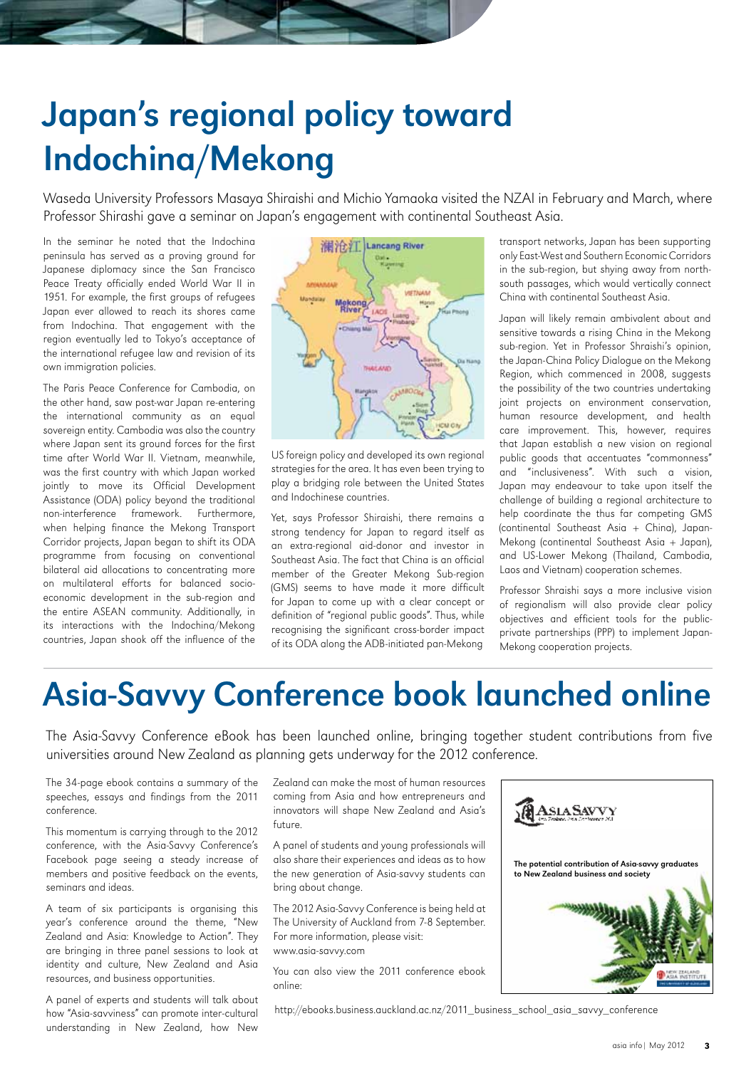# Japan's regional policy toward Indochina/Mekong

Waseda University Professors Masaya Shiraishi and Michio Yamaoka visited the NZAI in February and March, where Professor Shirashi gave a seminar on Japan's engagement with continental Southeast Asia.

In the seminar he noted that the Indochina peninsula has served as a proving ground for Japanese diplomacy since the San Francisco Peace Treaty officially ended World War II in 1951. For example, the first groups of refugees Japan ever allowed to reach its shores came from Indochina. That engagement with the region eventually led to Tokyo's acceptance of the international refugee law and revision of its own immigration policies.

The Paris Peace Conference for Cambodia, on the other hand, saw post-war Japan re-entering the international community as an equal sovereign entity. Cambodia was also the country where Japan sent its ground forces for the first time after World War II. Vietnam, meanwhile, was the first country with which Japan worked jointly to move its Official Development Assistance (ODA) policy beyond the traditional non-interference framework. Furthermore, when helping finance the Mekong Transport Corridor projects, Japan began to shift its ODA programme from focusing on conventional bilateral aid allocations to concentrating more on multilateral efforts for balanced socio-economic development in the sub-region and the entire ASEAN community. Additionally, in its interactions with the Indochina/Mekong countries, Japan shook off the influence of the US foreign policy and developed its own regional strategies for the area. It has even been trying to play a bridging role between the United States and Indochinese countries.

Yet, says Professor Shiraishi, there remains a strong tendency for Japan to regard itself as an extra-regional aid-donor and investor in Southeast Asia. The fact that China is an official member of the Greater Mekong Sub-region (GMS) seems to have made it more difficult for Japan to come up with a clear concept or definition of "regional public goods". Thus, while recognising the significant cross-border impact of its ODA along the ADB-initiated pan-Mekong transport networks, Japan has been supporting only East-West and Southern Economic Corridors in the sub-region, but shying away from north-south passages, which would vertically connect China with continental Southeast Asia.

Japan will likely remain ambivalent about and sensitive towards a rising China in the Mekong sub-region. Yet in Professor Shraishi's opinion, the Japan-China Policy Dialogue on the Mekong Region, which commenced in 2008, suggests the possibility of the two countries undertaking joint projects on environment conservation, human resource development, and health care improvement. This, however, requires that Japan establish a new vision on regional public goods that accentuates "commonness" and "inclusiveness". With such a vision, Japan may endeavour to take upon itself the challenge of building a regional architecture to help coordinate the thus far competing GMS (continental Southeast Asia + China), Japan-Mekong (continental Southeast Asia + Japan), and US-Lower Mekong (Thailand, Cambodia, Laos and Vietnam) cooperation schemes.

Professor Shraishi says a more inclusive vision of regionalism will also provide clear policy objectives and efficient tools for the public-private partnerships (PPP) to implement Japan-Mekong cooperation projects.

# Asia-Savvy Conference book launched online

The Asia-Savvy Conference eBook has been launched online, bringing together student contributions from five universities around New Zealand as planning gets underway for the 2012 conference.

The 34-page ebook contains a summary of the speeches, essays and findings from the 2011 conference.

This momentum is carrying through to the 2012 conference, with the Asia-Savvy Conference's Facebook page seeing a steady increase of members and positive feedback on the events, seminars and ideas.

A team of six participants is organising this year's conference around the theme, "New Zealand and Asia: Knowledge to Action". They are bringing in three panel sessions to look at identity and culture, New Zealand and Asia resources, and business opportunities.

A panel of experts and students will talk about how "Asia-savviness" can promote inter-cultural understanding in New Zealand, how New Zealand can make the most of human resources coming from Asia and how entrepreneurs and innovators will shape New Zealand and Asia's future.

A panel of students and young professionals will also share their experiences and ideas as to how the new generation of Asia-savvy students can bring about change.

The 2012 Asia-Savvy Conference is being held at The University of Auckland from 7-8 September. For more information, please visit: www.asia-savvy.com

You can also view the 2011 conference ebook online:

http://ebooks.business.auckland.ac.nz/2011_business_school_asia_savvy_conference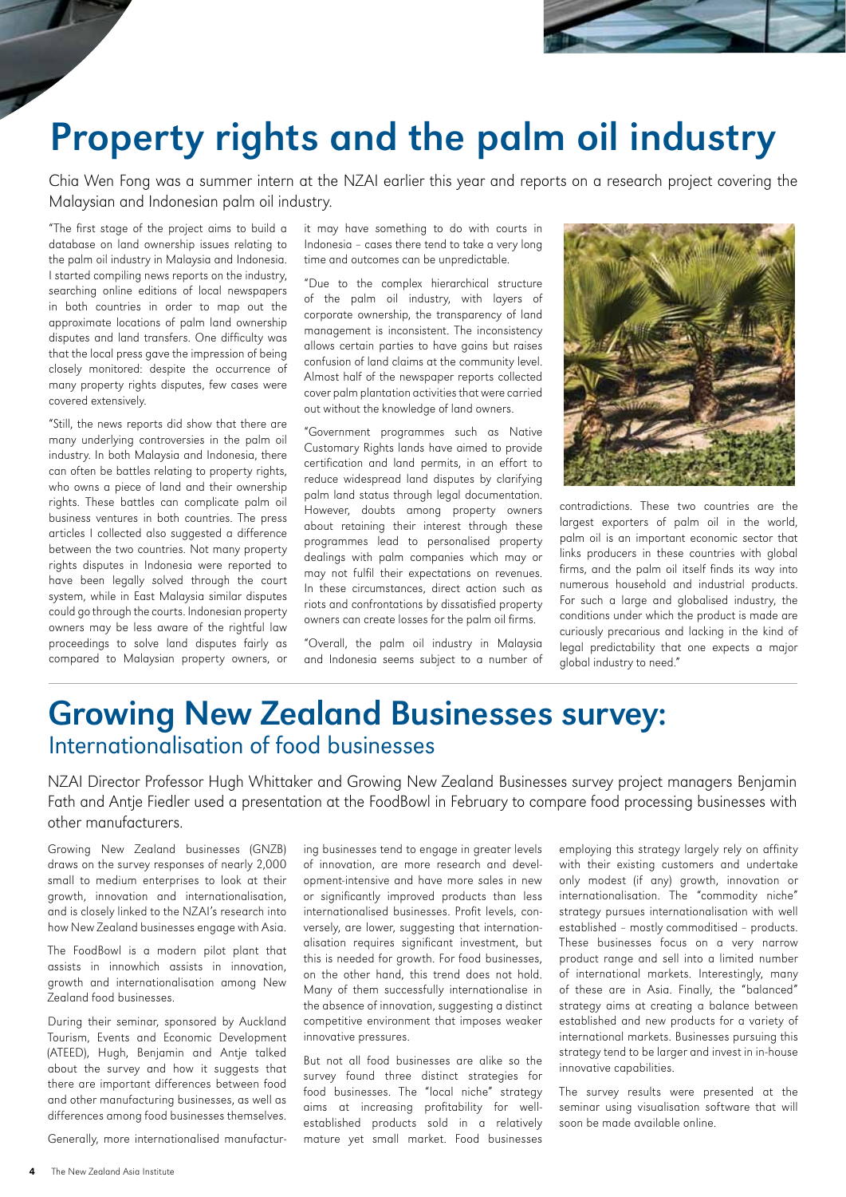# Property rights and the palm oil industry

Chia Wen Fong was a summer intern at the NZAI earlier this year and reports on a research project covering the Malaysian and Indonesian palm oil industry.

"The first stage of the project aims to build a database on land ownership issues relating to the palm oil industry in Malaysia and Indonesia. I started compiling news reports on the industry, searching online editions of local newspapers in both countries in order to map out the approximate locations of palm land ownership disputes and land transfers. One difficulty was that the local press gave the impression of being closely monitored: despite the occurrence of many property rights disputes, few cases were covered extensively.

"Still, the news reports did show that there are many underlying controversies in the palm oil industry. In both Malaysia and Indonesia, there can often be battles relating to property rights, who owns a piece of land and their ownership rights. These battles can complicate palm oil business ventures in both countries. The press articles I collected also suggested a difference between the two countries. Not many property rights disputes in Indonesia were reported to have been legally solved through the court system, while in East Malaysia similar disputes could go through the courts. Indonesian property owners may be less aware of the rightful law proceedings to solve land disputes fairly as compared to Malaysian property owners, or it may have something to do with courts in Indonesia – cases there tend to take a very long time and outcomes can be unpredictable.

"Due to the complex hierarchical structure of the palm oil industry, with layers of corporate ownership, the transparency of land management is inconsistent. The inconsistency allows certain parties to have gains but raises confusion of land claims at the community level. Almost half of the newspaper reports collected cover palm plantation activities that were carried out without the knowledge of land owners.

"Government programmes such as Native Customary Rights lands have aimed to provide certification and land permits, in an effort to reduce widespread land disputes by clarifying palm land status through legal documentation. However, doubts among property owners about retaining their interest through these programmes lead to personalised property dealings with palm companies which may or may not fulfil their expectations on revenues. In these circumstances, direct action such as riots and confrontations by dissatisfied property owners can create losses for the palm oil firms.

"Overall, the palm oil industry in Malaysia and Indonesia seems subject to a number of contradictions. These two countries are the largest exporters of palm oil in the world, palm oil is an important economic sector that links producers in these countries with global firms, and the palm oil itself finds its way into numerous household and industrial products. For such a large and globalised industry, the conditions under which the product is made are curiously precarious and lacking in the kind of legal predictability that one expects a major global industry to need."

# Growing New Zealand Businesses survey:
## Internationalisation of food businesses

NZAI Director Professor Hugh Whittaker and Growing New Zealand Businesses survey project managers Benjamin Fath and Antje Fiedler used a presentation at the FoodBowl in February to compare food processing businesses with other manufacturers.

Growing New Zealand businesses (GNZB) draws on the survey responses of nearly 2,000 small to medium enterprises to look at their growth, innovation and internationalisation, and is closely linked to the NZAI's research into how New Zealand businesses engage with Asia.

The FoodBowl is a modern pilot plant that assists in innowhich assists in innovation, growth and internationalisation among New Zealand food businesses.

During their seminar, sponsored by Auckland Tourism, Events and Economic Development (ATEED), Hugh, Benjamin and Antje talked about the survey and how it suggests that there are important differences between food and other manufacturing businesses, as well as differences among food businesses themselves.

Generally, more internationalised manufacturing businesses tend to engage in greater levels of innovation, are more research and development-intensive and have more sales in new or significantly improved products than less internationalised businesses. Profit levels, conversely, are lower, suggesting that internationalisation requires significant investment, but this is needed for growth. For food businesses, on the other hand, this trend does not hold. Many of them successfully internationalise in the absence of innovation, suggesting a distinct competitive environment that imposes weaker innovative pressures.

But not all food businesses are alike so the survey found three distinct strategies for food businesses. The "local niche" strategy aims at increasing profitability for well-established products sold in a relatively mature yet small market. Food businesses employing this strategy largely rely on affinity with their existing customers and undertake only modest (if any) growth, innovation or internationalisation. The "commodity niche" strategy pursues internationalisation with well established – mostly commoditised – products. These businesses focus on a very narrow product range and sell into a limited number of international markets. Interestingly, many of these are in Asia. Finally, the "balanced" strategy aims at creating a balance between established and new products for a variety of international markets. Businesses pursuing this strategy tend to be larger and invest in in-house innovative capabilities.

The survey results were presented at the seminar using visualisation software that will soon be made available online.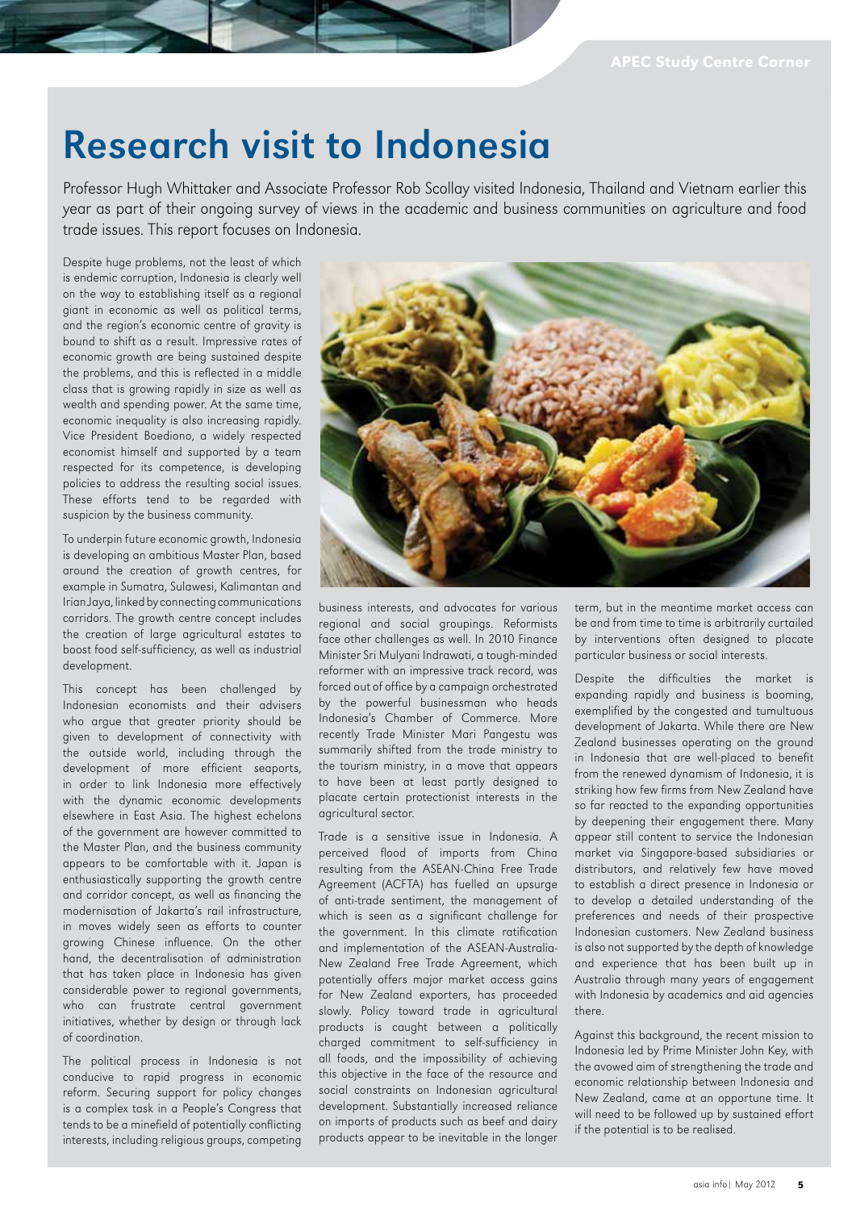# Research visit to Indonesia

Professor Hugh Whittaker and Associate Professor Rob Scollay visited Indonesia, Thailand and Vietnam earlier this year as part of their ongoing survey of views in the academic and business communities on agriculture and food trade issues. This report focuses on Indonesia.

Despite huge problems, not the least of which is endemic corruption, Indonesia is clearly well on the way to establishing itself as a regional giant in economic as well as political terms, and the region's economic centre of gravity is bound to shift as a result. Impressive rates of economic growth are being sustained despite the problems, and this is reflected in a middle class that is growing rapidly in size as well as wealth and spending power. At the same time, economic inequality is also increasing rapidly. Vice President Boediono, a widely respected economist himself and supported by a team respected for its competence, is developing policies to address the resulting social issues. These efforts tend to be regarded with suspicion by the business community.

To underpin future economic growth, Indonesia is developing an ambitious Master Plan, based around the creation of growth centres, for example in Sumatra, Sulawesi, Kalimantan and Irian Jaya, linked by connecting communications corridors. The growth centre concept includes the creation of large agricultural estates to boost food self-sufficiency, as well as industrial development.

This concept has been challenged by Indonesian economists and their advisers who argue that greater priority should be given to development of connectivity with the outside world, including through the development of more efficient seaports, in order to link Indonesia more effectively with the dynamic economic developments elsewhere in East Asia. The highest echelons of the government are however committed to the Master Plan, and the business community appears to be comfortable with it. Japan is enthusiastically supporting the growth centre and corridor concept, as well as financing the modernisation of Jakarta's rail infrastructure, in moves widely seen as efforts to counter growing Chinese influence. On the other hand, the decentralisation of administration that has taken place in Indonesia has given considerable power to regional governments, who can frustrate central government initiatives, whether by design or through lack of coordination.

The political process in Indonesia is not conducive to rapid progress in economic reform. Securing support for policy changes is a complex task in a People's Congress that tends to be a minefield of potentially conflicting interests, including religious groups, competing business interests, and advocates for various regional and social groupings. Reformists face other challenges as well. In 2010 Finance Minister Sri Mulyani Indrawati, a tough-minded reformer with an impressive track record, was forced out of office by a campaign orchestrated by the powerful businessman who heads Indonesia's Chamber of Commerce. More recently Trade Minister Mari Pangestu was summarily shifted from the trade ministry to the tourism ministry, in a move that appears to have been at least partly designed to placate certain protectionist interests in the agricultural sector.

Trade is a sensitive issue in Indonesia. A perceived flood of imports from China resulting from the ASEAN-China Free Trade Agreement (ACFTA) has fuelled an upsurge of anti-trade sentiment, the management of which is seen as a significant challenge for the government. In this climate ratification and implementation of the ASEAN-Australia-New Zealand Free Trade Agreement, which potentially offers major market access gains for New Zealand exporters, has proceeded slowly. Policy toward trade in agricultural products is caught between a politically charged commitment to self-sufficiency in all foods, and the impossibility of achieving this objective in the face of the resource and social constraints on Indonesian agricultural development. Substantially increased reliance on imports of products such as beef and dairy products appear to be inevitable in the longer term, but in the meantime market access can be and from time to time is arbitrarily curtailed by interventions often designed to placate particular business or social interests.

Despite the difficulties the market is expanding rapidly and business is booming, exemplified by the congested and tumultuous development of Jakarta. While there are New Zealand businesses operating on the ground in Indonesia that are well-placed to benefit from the renewed dynamism of Indonesia, it is striking how few firms from New Zealand have so far reacted to the expanding opportunities by deepening their engagement there. Many appear still content to service the Indonesian market via Singapore-based subsidiaries or distributors, and relatively few have moved to establish a direct presence in Indonesia or to develop a detailed understanding of the preferences and needs of their prospective Indonesian customers. New Zealand business is also not supported by the depth of knowledge and experience that has been built up in Australia through many years of engagement with Indonesia by academics and aid agencies there.

Against this background, the recent mission to Indonesia led by Prime Minister John Key, with the avowed aim of strengthening the trade and economic relationship between Indonesia and New Zealand, came at an opportune time. It will need to be followed up by sustained effort if the potential is to be realised.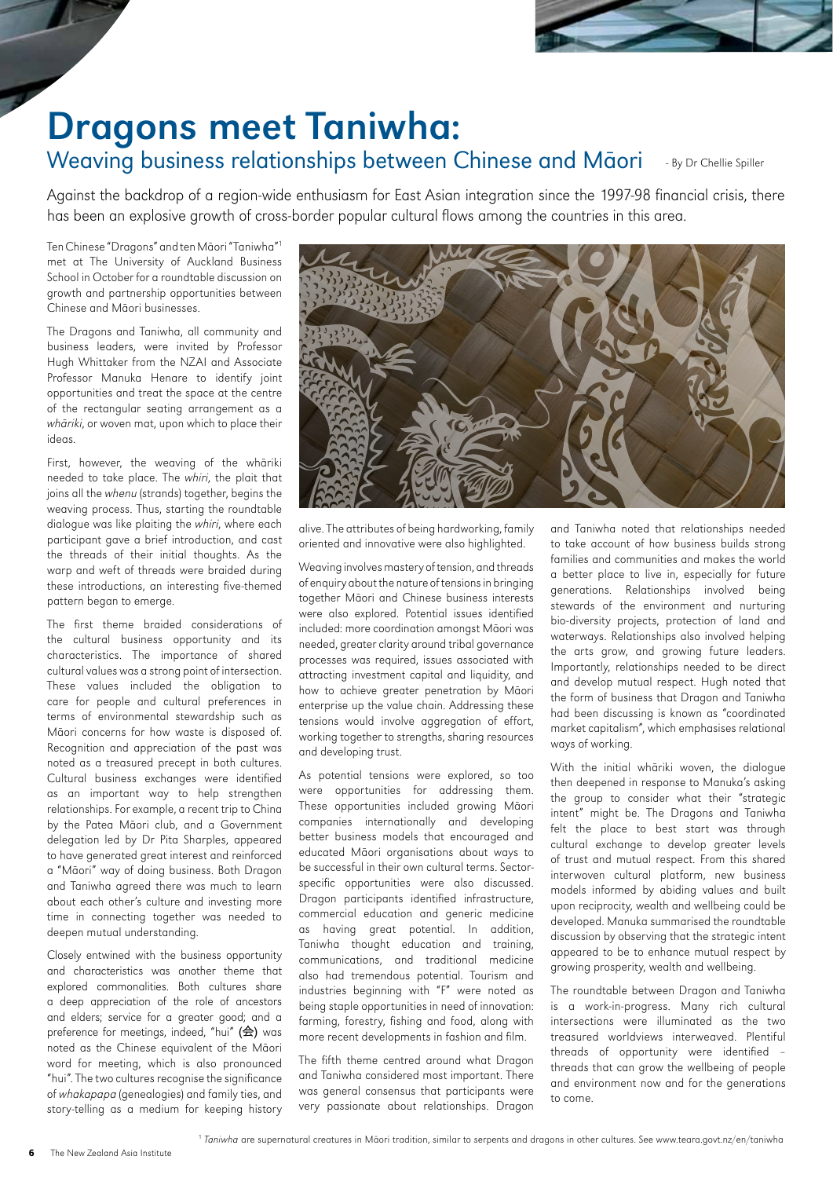# Dragons meet Taniwha:

## Weaving business relationships between Chinese and Māori

- By Dr Chellie Spiller

Against the backdrop of a region-wide enthusiasm for East Asian integration since the 1997-98 financial crisis, there has been an explosive growth of cross-border popular cultural flows among the countries in this area.

Ten Chinese "Dragons" and ten Māori "Taniwha"[1] met at The University of Auckland Business School in October for a roundtable discussion on growth and partnership opportunities between Chinese and Māori businesses.

The Dragons and Taniwha, all community and business leaders, were invited by Professor Hugh Whittaker from the NZAI and Associate Professor Manuka Henare to identify joint opportunities and treat the space at the centre of the rectangular seating arrangement as a *whāriki*, or woven mat, upon which to place their ideas.

First, however, the weaving of the whāriki needed to take place. The *whiri*, the plait that joins all the *whenu* (strands) together, begins the weaving process. Thus, starting the roundtable dialogue was like plaiting the *whiri*, where each participant gave a brief introduction, and cast the threads of their initial thoughts. As the warp and weft of threads were braided during these introductions, an interesting five-themed pattern began to emerge.

The first theme braided considerations of the cultural business opportunity and its characteristics. The importance of shared cultural values was a strong point of intersection. These values included the obligation to care for people and cultural preferences in terms of environmental stewardship such as Māori concerns for how waste is disposed of. Recognition and appreciation of the past was noted as a treasured precept in both cultures. Cultural business exchanges were identified as an important way to help strengthen relationships. For example, a recent trip to China by the Patea Māori club, and a Government delegation led by Dr Pita Sharples, appeared to have generated great interest and reinforced a "Māori" way of doing business. Both Dragon and Taniwha agreed there was much to learn about each other's culture and investing more time in connecting together was needed to deepen mutual understanding.

Closely entwined with the business opportunity and characteristics was another theme that explored commonalities. Both cultures share a deep appreciation of the role of ancestors and elders; service for a greater good; and a preference for meetings, indeed, "hui" (会) was noted as the Chinese equivalent of the Māori word for meeting, which is also pronounced "hui". The two cultures recognise the significance of *whakapapa* (genealogies) and family ties, and story-telling as a medium for keeping history alive. The attributes of being hardworking, family oriented and innovative were also highlighted.

Weaving involves mastery of tension, and threads of enquiry about the nature of tensions in bringing together Māori and Chinese business interests were also explored. Potential issues identified included: more coordination amongst Māori was needed, greater clarity around tribal governance processes was required, issues associated with attracting investment capital and liquidity, and how to achieve greater penetration by Māori enterprise up the value chain. Addressing these tensions would involve aggregation of effort, working together to strengths, sharing resources and developing trust.

As potential tensions were explored, so too were opportunities for addressing them. These opportunities included growing Māori companies internationally and developing better business models that encouraged and educated Māori organisations about ways to be successful in their own cultural terms. Sector-specific opportunities were also discussed. Dragon participants identified infrastructure, commercial education and generic medicine as having great potential. In addition, Taniwha thought education and training, communications, and traditional medicine also had tremendous potential. Tourism and industries beginning with "F" were noted as being staple opportunities in need of innovation: farming, forestry, fishing and food, along with more recent developments in fashion and film.

The fifth theme centred around what Dragon and Taniwha considered most important. There was general consensus that participants were very passionate about relationships. Dragon and Taniwha noted that relationships needed to take account of how business builds strong families and communities and makes the world a better place to live in, especially for future generations. Relationships involved being stewards of the environment and nurturing bio-diversity projects, protection of land and waterways. Relationships also involved helping the arts grow, and growing future leaders. Importantly, relationships needed to be direct and develop mutual respect. Hugh noted that the form of business that Dragon and Taniwha had been discussing is known as "coordinated market capitalism", which emphasises relational ways of working.

With the initial whāriki woven, the dialogue then deepened in response to Manuka's asking the group to consider what their "strategic intent" might be. The Dragons and Taniwha felt the place to best start was through cultural exchange to develop greater levels of trust and mutual respect. From this shared interwoven cultural platform, new business models informed by abiding values and built upon reciprocity, wealth and wellbeing could be developed. Manuka summarised the roundtable discussion by observing that the strategic intent appeared to be to enhance mutual respect by growing prosperity, wealth and wellbeing.

The roundtable between Dragon and Taniwha is a work-in-progress. Many rich cultural intersections were illuminated as the two treasured worldviews interweaved. Plentiful threads of opportunity were identified – threads that can grow the wellbeing of people and environment now and for the generations to come.

[1] *Taniwha* are supernatural creatures in Māori tradition, similar to serpents and dragons in other cultures. See www.teara.govt.nz/en/taniwha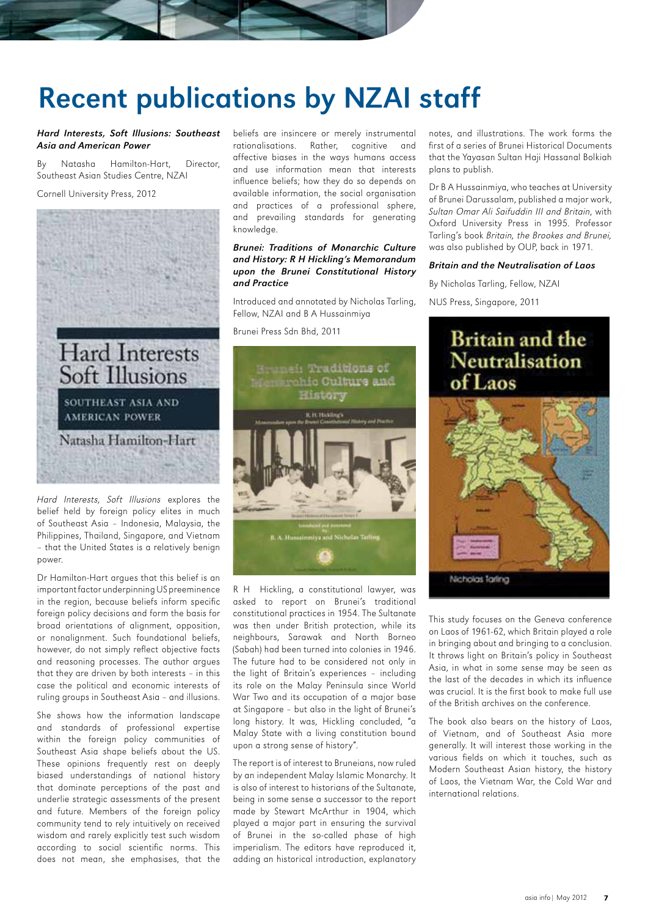# Recent publications by NZAI staff

### *Hard Interests, Soft Illusions: Southeast Asia and American Power*

By Natasha Hamilton-Hart, Director, Southeast Asian Studies Centre, NZAI

Cornell University Press, 2012

*Hard Interests, Soft Illusions* explores the belief held by foreign policy elites in much of Southeast Asia – Indonesia, Malaysia, the Philippines, Thailand, Singapore, and Vietnam – that the United States is a relatively benign power.

Dr Hamilton-Hart argues that this belief is an important factor underpinning US preeminence in the region, because beliefs inform specific foreign policy decisions and form the basis for broad orientations of alignment, opposition, or nonalignment. Such foundational beliefs, however, do not simply reflect objective facts and reasoning processes. The author argues that they are driven by both interests – in this case the political and economic interests of ruling groups in Southeast Asia – and illusions.

She shows how the information landscape and standards of professional expertise within the foreign policy communities of Southeast Asia shape beliefs about the US. These opinions frequently rest on deeply biased understandings of national history that dominate perceptions of the past and underlie strategic assessments of the present and future. Members of the foreign policy community tend to rely intuitively on received wisdom and rarely explicitly test such wisdom according to social scientific norms. This does not mean, she emphasises, that the beliefs are insincere or merely instrumental rationalisations. Rather, cognitive and affective biases in the ways humans access and use information mean that interests influence beliefs; how they do so depends on available information, the social organisation and practices of a professional sphere, and prevailing standards for generating knowledge.

### *Brunei: Traditions of Monarchic Culture and History: R H Hickling's Memorandum upon the Brunei Constitutional History and Practice*

Introduced and annotated by Nicholas Tarling, Fellow, NZAI and B A Hussainmiya

Brunei Press Sdn Bhd, 2011

R H Hickling, a constitutional lawyer, was asked to report on Brunei's traditional constitutional practices in 1954. The Sultanate was then under British protection, while its neighbours, Sarawak and North Borneo (Sabah) had been turned into colonies in 1946. The future had to be considered not only in the light of Britain's experiences – including its role on the Malay Peninsula since World War Two and its occupation of a major base at Singapore – but also in the light of Brunei's long history. It was, Hickling concluded, "a Malay State with a living constitution bound upon a strong sense of history".

The report is of interest to Bruneians, now ruled by an independent Malay Islamic Monarchy. It is also of interest to historians of the Sultanate, being in some sense a successor to the report made by Stewart McArthur in 1904, which played a major part in ensuring the survival of Brunei in the so-called phase of high imperialism. The editors have reproduced it, adding an historical introduction, explanatory notes, and illustrations. The work forms the first of a series of Brunei Historical Documents that the Yayasan Sultan Haji Hassanal Bolkiah plans to publish.

Dr B A Hussainmiya, who teaches at University of Brunei Darussalam, published a major work, *Sultan Omar Ali Saifuddin III and Britain*, with Oxford University Press in 1995. Professor Tarling's book *Britain, the Brookes and Brunei,* was also published by OUP, back in 1971.

### *Britain and the Neutralisation of Laos*

By Nicholas Tarling, Fellow, NZAI

NUS Press, Singapore, 2011

This study focuses on the Geneva conference on Laos of 1961-62, which Britain played a role in bringing about and bringing to a conclusion. It throws light on Britain's policy in Southeast Asia, in what in some sense may be seen as the last of the decades in which its influence was crucial. It is the first book to make full use of the British archives on the conference.

The book also bears on the history of Laos, of Vietnam, and of Southeast Asia more generally. It will interest those working in the various fields on which it touches, such as Modern Southeast Asian history, the history of Laos, the Vietnam War, the Cold War and international relations.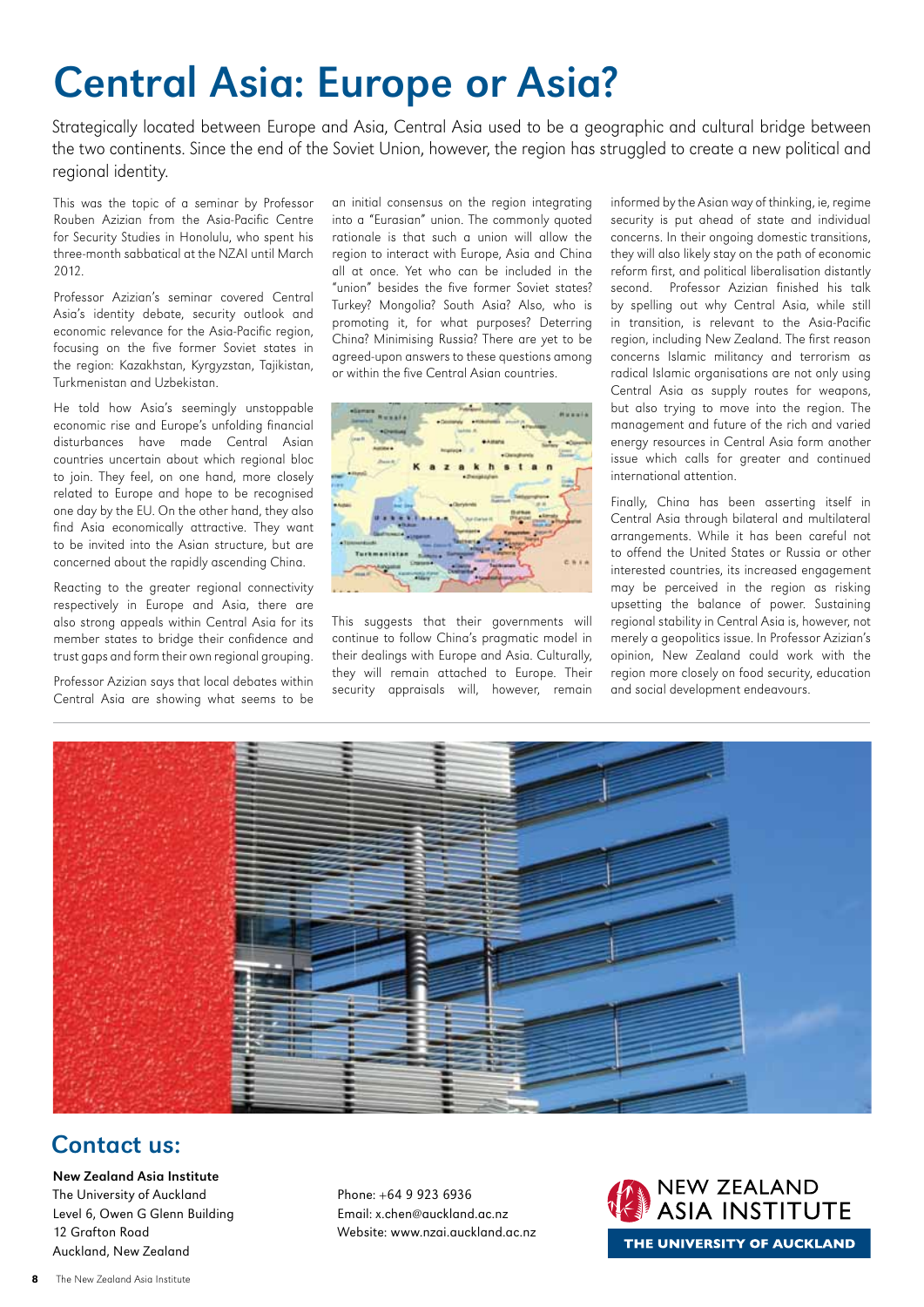# Central Asia: Europe or Asia?

Strategically located between Europe and Asia, Central Asia used to be a geographic and cultural bridge between the two continents. Since the end of the Soviet Union, however, the region has struggled to create a new political and regional identity.

This was the topic of a seminar by Professor Rouben Azizian from the Asia-Pacific Centre for Security Studies in Honolulu, who spent his three-month sabbatical at the NZAI until March 2012.

Professor Azizian's seminar covered Central Asia's identity debate, security outlook and economic relevance for the Asia-Pacific region, focusing on the five former Soviet states in the region: Kazakhstan, Kyrgyzstan, Tajikistan, Turkmenistan and Uzbekistan.

He told how Asia's seemingly unstoppable economic rise and Europe's unfolding financial disturbances have made Central Asian countries uncertain about which regional bloc to join. They feel, on one hand, more closely related to Europe and hope to be recognised one day by the EU. On the other hand, they also find Asia economically attractive. They want to be invited into the Asian structure, but are concerned about the rapidly ascending China.

Reacting to the greater regional connectivity respectively in Europe and Asia, there are also strong appeals within Central Asia for its member states to bridge their confidence and trust gaps and form their own regional grouping.

Professor Azizian says that local debates within Central Asia are showing what seems to be an initial consensus on the region integrating into a "Eurasian" union. The commonly quoted rationale is that such a union will allow the region to interact with Europe, Asia and China all at once. Yet who can be included in the "union" besides the five former Soviet states? Turkey? Mongolia? South Asia? Also, who is promoting it, for what purposes? Deterring China? Minimising Russia? There are yet to be agreed-upon answers to these questions among or within the five Central Asian countries.

This suggests that their governments will continue to follow China's pragmatic model in their dealings with Europe and Asia. Culturally, they will remain attached to Europe. Their security appraisals will, however, remain informed by the Asian way of thinking, ie, regime security is put ahead of state and individual concerns. In their ongoing domestic transitions, they will also likely stay on the path of economic reform first, and political liberalisation distantly second. Professor Azizian finished his talk by spelling out why Central Asia, while still in transition, is relevant to the Asia-Pacific region, including New Zealand. The first reason concerns Islamic militancy and terrorism as radical Islamic organisations are not only using Central Asia as supply routes for weapons, but also trying to move into the region. The management and future of the rich and varied energy resources in Central Asia form another issue which calls for greater and continued international attention.

Finally, China has been asserting itself in Central Asia through bilateral and multilateral arrangements. While it has been careful not to offend the United States or Russia or other interested countries, its increased engagement may be perceived in the region as risking upsetting the balance of power. Sustaining regional stability in Central Asia is, however, not merely a geopolitics issue. In Professor Azizian's opinion, New Zealand could work with the region more closely on food security, education and social development endeavours.

## Contact us:

**New Zealand Asia Institute**
The University of Auckland
Level 6, Owen G Glenn Building
12 Grafton Road
Auckland, New Zealand

Phone: +64 9 923 6936
Email: x.chen@auckland.ac.nz
Website: www.nzai.auckland.ac.nz

NEW ZEALAND ASIA INSTITUTE
THE UNIVERSITY OF AUCKLAND